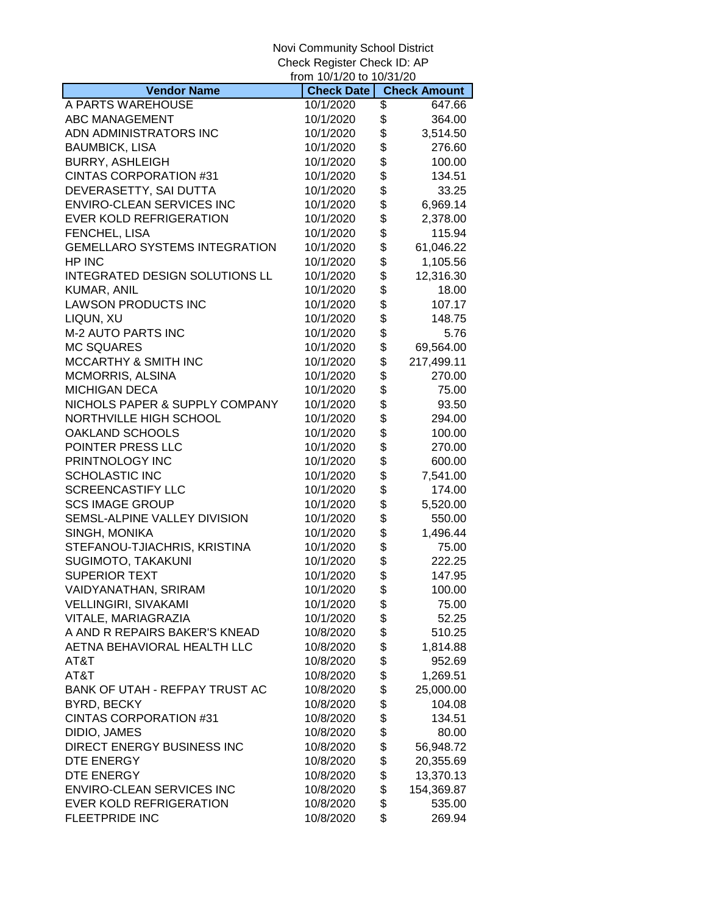Novi Community School District
Check Register Check ID: AP
from 10/1/20 to 10/31/20

| Vendor Name | Check Date | Check Amount |
|---|---|---|
| A PARTS WAREHOUSE | 10/1/2020 | $ 647.66 |
| ABC MANAGEMENT | 10/1/2020 | $ 364.00 |
| ADN ADMINISTRATORS INC | 10/1/2020 | $ 3,514.50 |
| BAUMBICK, LISA | 10/1/2020 | $ 276.60 |
| BURRY, ASHLEIGH | 10/1/2020 | $ 100.00 |
| CINTAS CORPORATION #31 | 10/1/2020 | $ 134.51 |
| DEVERASETTY, SAI DUTTA | 10/1/2020 | $ 33.25 |
| ENVIRO-CLEAN SERVICES INC | 10/1/2020 | $ 6,969.14 |
| EVER KOLD REFRIGERATION | 10/1/2020 | $ 2,378.00 |
| FENCHEL, LISA | 10/1/2020 | $ 115.94 |
| GEMELLARO SYSTEMS INTEGRATION | 10/1/2020 | $ 61,046.22 |
| HP INC | 10/1/2020 | $ 1,105.56 |
| INTEGRATED DESIGN SOLUTIONS LL | 10/1/2020 | $ 12,316.30 |
| KUMAR, ANIL | 10/1/2020 | $ 18.00 |
| LAWSON PRODUCTS INC | 10/1/2020 | $ 107.17 |
| LIQUN, XU | 10/1/2020 | $ 148.75 |
| M-2 AUTO PARTS INC | 10/1/2020 | $ 5.76 |
| MC SQUARES | 10/1/2020 | $ 69,564.00 |
| MCCARTHY & SMITH INC | 10/1/2020 | $ 217,499.11 |
| MCMORRIS, ALSINA | 10/1/2020 | $ 270.00 |
| MICHIGAN DECA | 10/1/2020 | $ 75.00 |
| NICHOLS PAPER & SUPPLY COMPANY | 10/1/2020 | $ 93.50 |
| NORTHVILLE HIGH SCHOOL | 10/1/2020 | $ 294.00 |
| OAKLAND SCHOOLS | 10/1/2020 | $ 100.00 |
| POINTER PRESS LLC | 10/1/2020 | $ 270.00 |
| PRINTNOLOGY INC | 10/1/2020 | $ 600.00 |
| SCHOLASTIC INC | 10/1/2020 | $ 7,541.00 |
| SCREENCASTIFY LLC | 10/1/2020 | $ 174.00 |
| SCS IMAGE GROUP | 10/1/2020 | $ 5,520.00 |
| SEMSL-ALPINE VALLEY DIVISION | 10/1/2020 | $ 550.00 |
| SINGH, MONIKA | 10/1/2020 | $ 1,496.44 |
| STEFANOU-TJIACHRIS, KRISTINA | 10/1/2020 | $ 75.00 |
| SUGIMOTO, TAKAKUNI | 10/1/2020 | $ 222.25 |
| SUPERIOR TEXT | 10/1/2020 | $ 147.95 |
| VAIDYANATHAN, SRIRAM | 10/1/2020 | $ 100.00 |
| VELLINGIRI, SIVAKAMI | 10/1/2020 | $ 75.00 |
| VITALE, MARIAGRAZIA | 10/1/2020 | $ 52.25 |
| A AND R REPAIRS BAKER'S KNEAD | 10/8/2020 | $ 510.25 |
| AETNA BEHAVIORAL HEALTH LLC | 10/8/2020 | $ 1,814.88 |
| AT&T | 10/8/2020 | $ 952.69 |
| AT&T | 10/8/2020 | $ 1,269.51 |
| BANK OF UTAH - REFPAY TRUST AC | 10/8/2020 | $ 25,000.00 |
| BYRD, BECKY | 10/8/2020 | $ 104.08 |
| CINTAS CORPORATION #31 | 10/8/2020 | $ 134.51 |
| DIDIO, JAMES | 10/8/2020 | $ 80.00 |
| DIRECT ENERGY BUSINESS INC | 10/8/2020 | $ 56,948.72 |
| DTE ENERGY | 10/8/2020 | $ 20,355.69 |
| DTE ENERGY | 10/8/2020 | $ 13,370.13 |
| ENVIRO-CLEAN SERVICES INC | 10/8/2020 | $ 154,369.87 |
| EVER KOLD REFRIGERATION | 10/8/2020 | $ 535.00 |
| FLEETPRIDE INC | 10/8/2020 | $ 269.94 |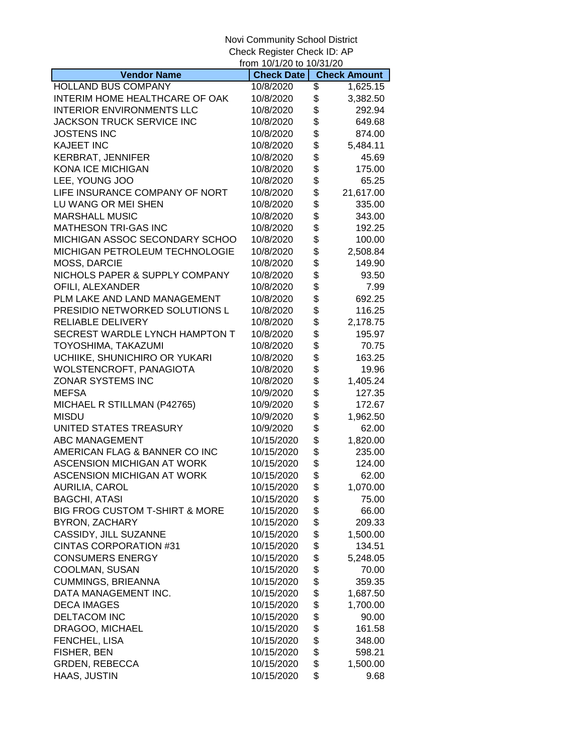Novi Community School District
Check Register Check ID: AP
from 10/1/20 to 10/31/20

| Vendor Name | Check Date | Check Amount |
|---|---|---|
| HOLLAND BUS COMPANY | 10/8/2020 | $ 1,625.15 |
| INTERIM HOME HEALTHCARE OF OAK | 10/8/2020 | $ 3,382.50 |
| INTERIOR ENVIRONMENTS LLC | 10/8/2020 | $ 292.94 |
| JACKSON TRUCK SERVICE INC | 10/8/2020 | $ 649.68 |
| JOSTENS INC | 10/8/2020 | $ 874.00 |
| KAJEET INC | 10/8/2020 | $ 5,484.11 |
| KERBRAT, JENNIFER | 10/8/2020 | $ 45.69 |
| KONA ICE MICHIGAN | 10/8/2020 | $ 175.00 |
| LEE, YOUNG JOO | 10/8/2020 | $ 65.25 |
| LIFE INSURANCE COMPANY OF NORT | 10/8/2020 | $ 21,617.00 |
| LU WANG OR MEI SHEN | 10/8/2020 | $ 335.00 |
| MARSHALL MUSIC | 10/8/2020 | $ 343.00 |
| MATHESON TRI-GAS INC | 10/8/2020 | $ 192.25 |
| MICHIGAN ASSOC SECONDARY SCHOO | 10/8/2020 | $ 100.00 |
| MICHIGAN PETROLEUM TECHNOLOGIE | 10/8/2020 | $ 2,508.84 |
| MOSS, DARCIE | 10/8/2020 | $ 149.90 |
| NICHOLS PAPER & SUPPLY COMPANY | 10/8/2020 | $ 93.50 |
| OFILI, ALEXANDER | 10/8/2020 | $ 7.99 |
| PLM LAKE AND LAND MANAGEMENT | 10/8/2020 | $ 692.25 |
| PRESIDIO NETWORKED SOLUTIONS L | 10/8/2020 | $ 116.25 |
| RELIABLE DELIVERY | 10/8/2020 | $ 2,178.75 |
| SECREST WARDLE LYNCH HAMPTON T | 10/8/2020 | $ 195.97 |
| TOYOSHIMA, TAKAZUMI | 10/8/2020 | $ 70.75 |
| UCHIIKE, SHUNICHIRO OR YUKARI | 10/8/2020 | $ 163.25 |
| WOLSTENCROFT, PANAGIOTA | 10/8/2020 | $ 19.96 |
| ZONAR SYSTEMS INC | 10/8/2020 | $ 1,405.24 |
| MEFSA | 10/9/2020 | $ 127.35 |
| MICHAEL R STILLMAN (P42765) | 10/9/2020 | $ 172.67 |
| MISDU | 10/9/2020 | $ 1,962.50 |
| UNITED STATES TREASURY | 10/9/2020 | $ 62.00 |
| ABC MANAGEMENT | 10/15/2020 | $ 1,820.00 |
| AMERICAN FLAG & BANNER CO INC | 10/15/2020 | $ 235.00 |
| ASCENSION MICHIGAN AT WORK | 10/15/2020 | $ 124.00 |
| ASCENSION MICHIGAN AT WORK | 10/15/2020 | $ 62.00 |
| AURILIA, CAROL | 10/15/2020 | $ 1,070.00 |
| BAGCHI, ATASI | 10/15/2020 | $ 75.00 |
| BIG FROG CUSTOM T-SHIRT & MORE | 10/15/2020 | $ 66.00 |
| BYRON, ZACHARY | 10/15/2020 | $ 209.33 |
| CASSIDY, JILL SUZANNE | 10/15/2020 | $ 1,500.00 |
| CINTAS CORPORATION #31 | 10/15/2020 | $ 134.51 |
| CONSUMERS ENERGY | 10/15/2020 | $ 5,248.05 |
| COOLMAN, SUSAN | 10/15/2020 | $ 70.00 |
| CUMMINGS, BRIEANNA | 10/15/2020 | $ 359.35 |
| DATA MANAGEMENT INC. | 10/15/2020 | $ 1,687.50 |
| DECA IMAGES | 10/15/2020 | $ 1,700.00 |
| DELTACOM INC | 10/15/2020 | $ 90.00 |
| DRAGOO, MICHAEL | 10/15/2020 | $ 161.58 |
| FENCHEL, LISA | 10/15/2020 | $ 348.00 |
| FISHER, BEN | 10/15/2020 | $ 598.21 |
| GRDEN, REBECCA | 10/15/2020 | $ 1,500.00 |
| HAAS, JUSTIN | 10/15/2020 | $ 9.68 |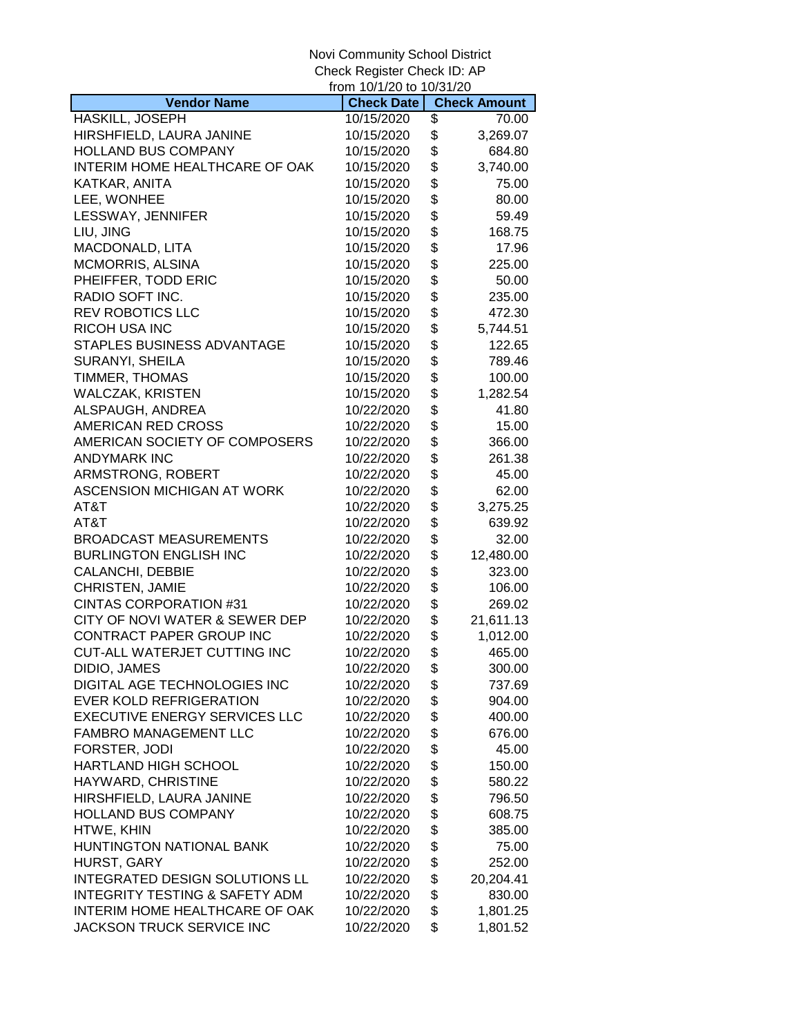Novi Community School District
Check Register Check ID: AP
from 10/1/20 to 10/31/20

| Vendor Name | Check Date | Check Amount |
|---|---|---|
| HASKILL, JOSEPH | 10/15/2020 | $ 70.00 |
| HIRSHFIELD, LAURA JANINE | 10/15/2020 | $ 3,269.07 |
| HOLLAND BUS COMPANY | 10/15/2020 | $ 684.80 |
| INTERIM HOME HEALTHCARE OF OAK | 10/15/2020 | $ 3,740.00 |
| KATKAR, ANITA | 10/15/2020 | $ 75.00 |
| LEE, WONHEE | 10/15/2020 | $ 80.00 |
| LESSWAY, JENNIFER | 10/15/2020 | $ 59.49 |
| LIU, JING | 10/15/2020 | $ 168.75 |
| MACDONALD, LITA | 10/15/2020 | $ 17.96 |
| MCMORRIS, ALSINA | 10/15/2020 | $ 225.00 |
| PHEIFFER, TODD ERIC | 10/15/2020 | $ 50.00 |
| RADIO SOFT INC. | 10/15/2020 | $ 235.00 |
| REV ROBOTICS LLC | 10/15/2020 | $ 472.30 |
| RICOH USA INC | 10/15/2020 | $ 5,744.51 |
| STAPLES BUSINESS ADVANTAGE | 10/15/2020 | $ 122.65 |
| SURANYI, SHEILA | 10/15/2020 | $ 789.46 |
| TIMMER, THOMAS | 10/15/2020 | $ 100.00 |
| WALCZAK, KRISTEN | 10/15/2020 | $ 1,282.54 |
| ALSPAUGH, ANDREA | 10/22/2020 | $ 41.80 |
| AMERICAN RED CROSS | 10/22/2020 | $ 15.00 |
| AMERICAN SOCIETY OF COMPOSERS | 10/22/2020 | $ 366.00 |
| ANDYMARK INC | 10/22/2020 | $ 261.38 |
| ARMSTRONG, ROBERT | 10/22/2020 | $ 45.00 |
| ASCENSION MICHIGAN AT WORK | 10/22/2020 | $ 62.00 |
| AT&T | 10/22/2020 | $ 3,275.25 |
| AT&T | 10/22/2020 | $ 639.92 |
| BROADCAST MEASUREMENTS | 10/22/2020 | $ 32.00 |
| BURLINGTON ENGLISH INC | 10/22/2020 | $ 12,480.00 |
| CALANCHI, DEBBIE | 10/22/2020 | $ 323.00 |
| CHRISTEN, JAMIE | 10/22/2020 | $ 106.00 |
| CINTAS CORPORATION #31 | 10/22/2020 | $ 269.02 |
| CITY OF NOVI WATER & SEWER DEP | 10/22/2020 | $ 21,611.13 |
| CONTRACT PAPER GROUP INC | 10/22/2020 | $ 1,012.00 |
| CUT-ALL WATERJET CUTTING INC | 10/22/2020 | $ 465.00 |
| DIDIO, JAMES | 10/22/2020 | $ 300.00 |
| DIGITAL AGE TECHNOLOGIES INC | 10/22/2020 | $ 737.69 |
| EVER KOLD REFRIGERATION | 10/22/2020 | $ 904.00 |
| EXECUTIVE ENERGY SERVICES LLC | 10/22/2020 | $ 400.00 |
| FAMBRO MANAGEMENT LLC | 10/22/2020 | $ 676.00 |
| FORSTER, JODI | 10/22/2020 | $ 45.00 |
| HARTLAND HIGH SCHOOL | 10/22/2020 | $ 150.00 |
| HAYWARD, CHRISTINE | 10/22/2020 | $ 580.22 |
| HIRSHFIELD, LAURA JANINE | 10/22/2020 | $ 796.50 |
| HOLLAND BUS COMPANY | 10/22/2020 | $ 608.75 |
| HTWE, KHIN | 10/22/2020 | $ 385.00 |
| HUNTINGTON NATIONAL BANK | 10/22/2020 | $ 75.00 |
| HURST, GARY | 10/22/2020 | $ 252.00 |
| INTEGRATED DESIGN SOLUTIONS LL | 10/22/2020 | $ 20,204.41 |
| INTEGRITY TESTING & SAFETY ADM | 10/22/2020 | $ 830.00 |
| INTERIM HOME HEALTHCARE OF OAK | 10/22/2020 | $ 1,801.25 |
| JACKSON TRUCK SERVICE INC | 10/22/2020 | $ 1,801.52 |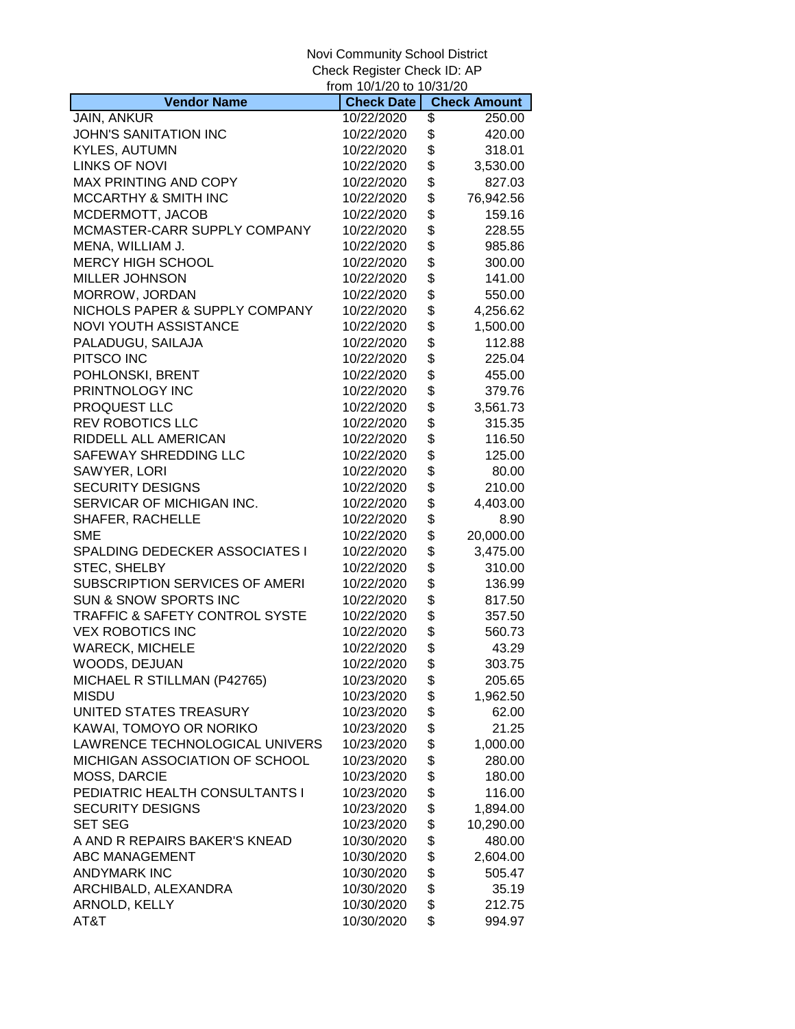Novi Community School District
Check Register Check ID: AP
from 10/1/20 to 10/31/20

| Vendor Name | Check Date | Check Amount |
|---|---|---|
| JAIN, ANKUR | 10/22/2020 | $ 250.00 |
| JOHN'S SANITATION INC | 10/22/2020 | $ 420.00 |
| KYLES, AUTUMN | 10/22/2020 | $ 318.01 |
| LINKS OF NOVI | 10/22/2020 | $ 3,530.00 |
| MAX PRINTING AND COPY | 10/22/2020 | $ 827.03 |
| MCCARTHY & SMITH INC | 10/22/2020 | $ 76,942.56 |
| MCDERMOTT, JACOB | 10/22/2020 | $ 159.16 |
| MCMASTER-CARR SUPPLY COMPANY | 10/22/2020 | $ 228.55 |
| MENA, WILLIAM J. | 10/22/2020 | $ 985.86 |
| MERCY HIGH SCHOOL | 10/22/2020 | $ 300.00 |
| MILLER JOHNSON | 10/22/2020 | $ 141.00 |
| MORROW, JORDAN | 10/22/2020 | $ 550.00 |
| NICHOLS PAPER & SUPPLY COMPANY | 10/22/2020 | $ 4,256.62 |
| NOVI YOUTH ASSISTANCE | 10/22/2020 | $ 1,500.00 |
| PALADUGU, SAILAJA | 10/22/2020 | $ 112.88 |
| PITSCO INC | 10/22/2020 | $ 225.04 |
| POHLONSKI, BRENT | 10/22/2020 | $ 455.00 |
| PRINTNOLOGY INC | 10/22/2020 | $ 379.76 |
| PROQUEST LLC | 10/22/2020 | $ 3,561.73 |
| REV ROBOTICS LLC | 10/22/2020 | $ 315.35 |
| RIDDELL ALL AMERICAN | 10/22/2020 | $ 116.50 |
| SAFEWAY SHREDDING LLC | 10/22/2020 | $ 125.00 |
| SAWYER, LORI | 10/22/2020 | $ 80.00 |
| SECURITY DESIGNS | 10/22/2020 | $ 210.00 |
| SERVICAR OF MICHIGAN INC. | 10/22/2020 | $ 4,403.00 |
| SHAFER, RACHELLE | 10/22/2020 | $ 8.90 |
| SME | 10/22/2020 | $ 20,000.00 |
| SPALDING DEDECKER ASSOCIATES I | 10/22/2020 | $ 3,475.00 |
| STEC, SHELBY | 10/22/2020 | $ 310.00 |
| SUBSCRIPTION SERVICES OF AMERI | 10/22/2020 | $ 136.99 |
| SUN & SNOW SPORTS INC | 10/22/2020 | $ 817.50 |
| TRAFFIC & SAFETY CONTROL SYSTE | 10/22/2020 | $ 357.50 |
| VEX ROBOTICS INC | 10/22/2020 | $ 560.73 |
| WARECK, MICHELE | 10/22/2020 | $ 43.29 |
| WOODS, DEJUAN | 10/22/2020 | $ 303.75 |
| MICHAEL R STILLMAN (P42765) | 10/23/2020 | $ 205.65 |
| MISDU | 10/23/2020 | $ 1,962.50 |
| UNITED STATES TREASURY | 10/23/2020 | $ 62.00 |
| KAWAI, TOMOYO OR NORIKO | 10/23/2020 | $ 21.25 |
| LAWRENCE TECHNOLOGICAL UNIVERS | 10/23/2020 | $ 1,000.00 |
| MICHIGAN ASSOCIATION OF SCHOOL | 10/23/2020 | $ 280.00 |
| MOSS, DARCIE | 10/23/2020 | $ 180.00 |
| PEDIATRIC HEALTH CONSULTANTS I | 10/23/2020 | $ 116.00 |
| SECURITY DESIGNS | 10/23/2020 | $ 1,894.00 |
| SET SEG | 10/23/2020 | $ 10,290.00 |
| A AND R REPAIRS BAKER'S KNEAD | 10/30/2020 | $ 480.00 |
| ABC MANAGEMENT | 10/30/2020 | $ 2,604.00 |
| ANDYMARK INC | 10/30/2020 | $ 505.47 |
| ARCHIBALD, ALEXANDRA | 10/30/2020 | $ 35.19 |
| ARNOLD, KELLY | 10/30/2020 | $ 212.75 |
| AT&T | 10/30/2020 | $ 994.97 |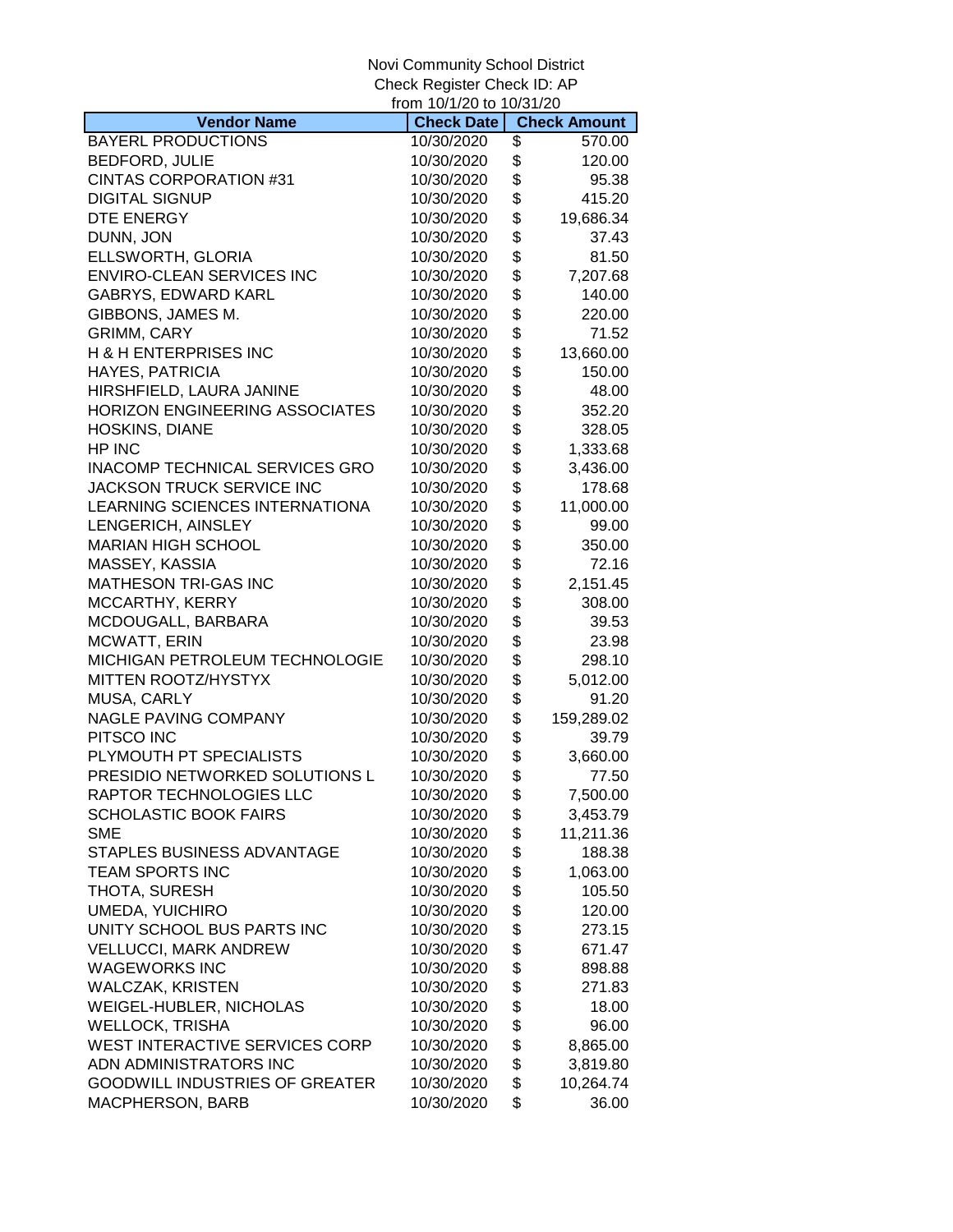Novi Community School District
Check Register Check ID: AP
from 10/1/20 to 10/31/20

| Vendor Name | Check Date | Check Amount |
|---|---|---|
| BAYERL PRODUCTIONS | 10/30/2020 | $ 570.00 |
| BEDFORD, JULIE | 10/30/2020 | $ 120.00 |
| CINTAS CORPORATION #31 | 10/30/2020 | $ 95.38 |
| DIGITAL SIGNUP | 10/30/2020 | $ 415.20 |
| DTE ENERGY | 10/30/2020 | $ 19,686.34 |
| DUNN, JON | 10/30/2020 | $ 37.43 |
| ELLSWORTH, GLORIA | 10/30/2020 | $ 81.50 |
| ENVIRO-CLEAN SERVICES INC | 10/30/2020 | $ 7,207.68 |
| GABRYS, EDWARD KARL | 10/30/2020 | $ 140.00 |
| GIBBONS, JAMES M. | 10/30/2020 | $ 220.00 |
| GRIMM, CARY | 10/30/2020 | $ 71.52 |
| H & H ENTERPRISES INC | 10/30/2020 | $ 13,660.00 |
| HAYES, PATRICIA | 10/30/2020 | $ 150.00 |
| HIRSHFIELD, LAURA JANINE | 10/30/2020 | $ 48.00 |
| HORIZON ENGINEERING ASSOCIATES | 10/30/2020 | $ 352.20 |
| HOSKINS, DIANE | 10/30/2020 | $ 328.05 |
| HP INC | 10/30/2020 | $ 1,333.68 |
| INACOMP TECHNICAL SERVICES GRO | 10/30/2020 | $ 3,436.00 |
| JACKSON TRUCK SERVICE INC | 10/30/2020 | $ 178.68 |
| LEARNING SCIENCES INTERNATIONA | 10/30/2020 | $ 11,000.00 |
| LENGERICH, AINSLEY | 10/30/2020 | $ 99.00 |
| MARIAN HIGH SCHOOL | 10/30/2020 | $ 350.00 |
| MASSEY, KASSIA | 10/30/2020 | $ 72.16 |
| MATHESON TRI-GAS INC | 10/30/2020 | $ 2,151.45 |
| MCCARTHY, KERRY | 10/30/2020 | $ 308.00 |
| MCDOUGALL, BARBARA | 10/30/2020 | $ 39.53 |
| MCWATT, ERIN | 10/30/2020 | $ 23.98 |
| MICHIGAN PETROLEUM TECHNOLOGIE | 10/30/2020 | $ 298.10 |
| MITTEN ROOTZ/HYSTYX | 10/30/2020 | $ 5,012.00 |
| MUSA, CARLY | 10/30/2020 | $ 91.20 |
| NAGLE PAVING COMPANY | 10/30/2020 | $ 159,289.02 |
| PITSCO INC | 10/30/2020 | $ 39.79 |
| PLYMOUTH PT SPECIALISTS | 10/30/2020 | $ 3,660.00 |
| PRESIDIO NETWORKED SOLUTIONS L | 10/30/2020 | $ 77.50 |
| RAPTOR TECHNOLOGIES LLC | 10/30/2020 | $ 7,500.00 |
| SCHOLASTIC BOOK FAIRS | 10/30/2020 | $ 3,453.79 |
| SME | 10/30/2020 | $ 11,211.36 |
| STAPLES BUSINESS ADVANTAGE | 10/30/2020 | $ 188.38 |
| TEAM SPORTS INC | 10/30/2020 | $ 1,063.00 |
| THOTA, SURESH | 10/30/2020 | $ 105.50 |
| UMEDA, YUICHIRO | 10/30/2020 | $ 120.00 |
| UNITY SCHOOL BUS PARTS INC | 10/30/2020 | $ 273.15 |
| VELLUCCI, MARK ANDREW | 10/30/2020 | $ 671.47 |
| WAGEWORKS INC | 10/30/2020 | $ 898.88 |
| WALCZAK, KRISTEN | 10/30/2020 | $ 271.83 |
| WEIGEL-HUBLER, NICHOLAS | 10/30/2020 | $ 18.00 |
| WELLOCK, TRISHA | 10/30/2020 | $ 96.00 |
| WEST INTERACTIVE SERVICES CORP | 10/30/2020 | $ 8,865.00 |
| ADN ADMINISTRATORS INC | 10/30/2020 | $ 3,819.80 |
| GOODWILL INDUSTRIES OF GREATER | 10/30/2020 | $ 10,264.74 |
| MACPHERSON, BARB | 10/30/2020 | $ 36.00 |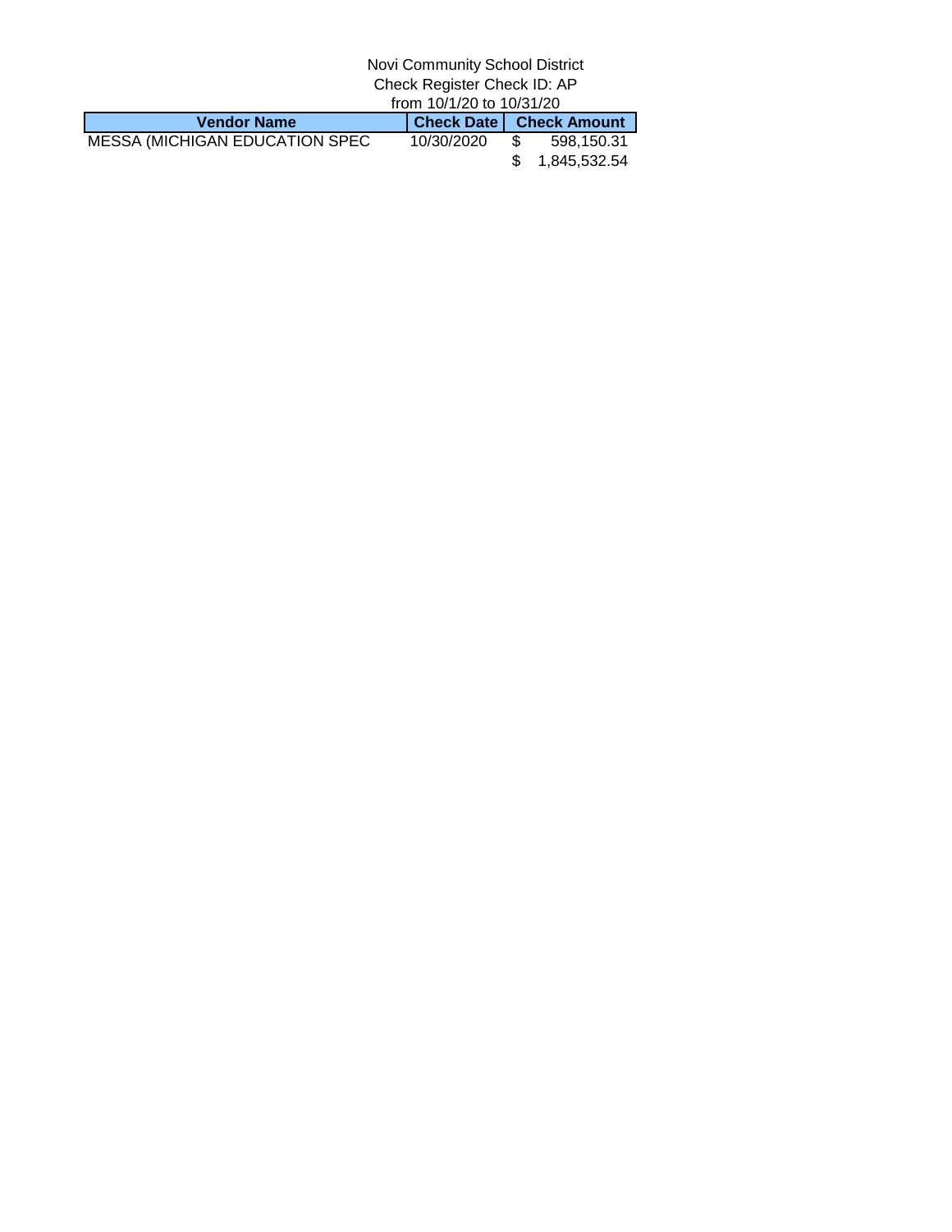Novi Community School District
Check Register Check ID: AP
from 10/1/20 to 10/31/20

| Vendor Name | Check Date | Check Amount |
| --- | --- | --- |
| MESSA (MICHIGAN EDUCATION SPEC | 10/30/2020 | $ 598,150.31 |
| | | $ 1,845,532.54 |